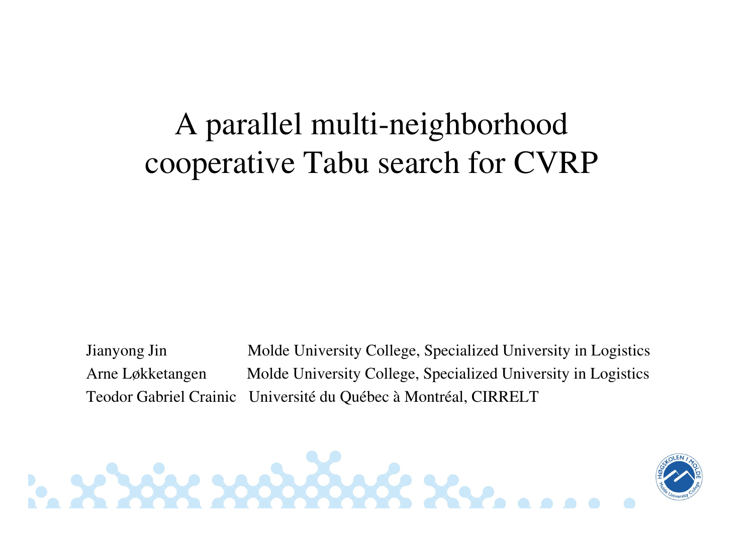# A parallel multi-neighborhood cooperative Tabu search for CVRP

| | |
|---|---|
| Jianyong Jin | Molde University College, Specialized University in Logistics |
| Arne Løkketangen | Molde University College, Specialized University in Logistics |
| Teodor Gabriel Crainic | Université du Québec à Montréal, CIRRELT |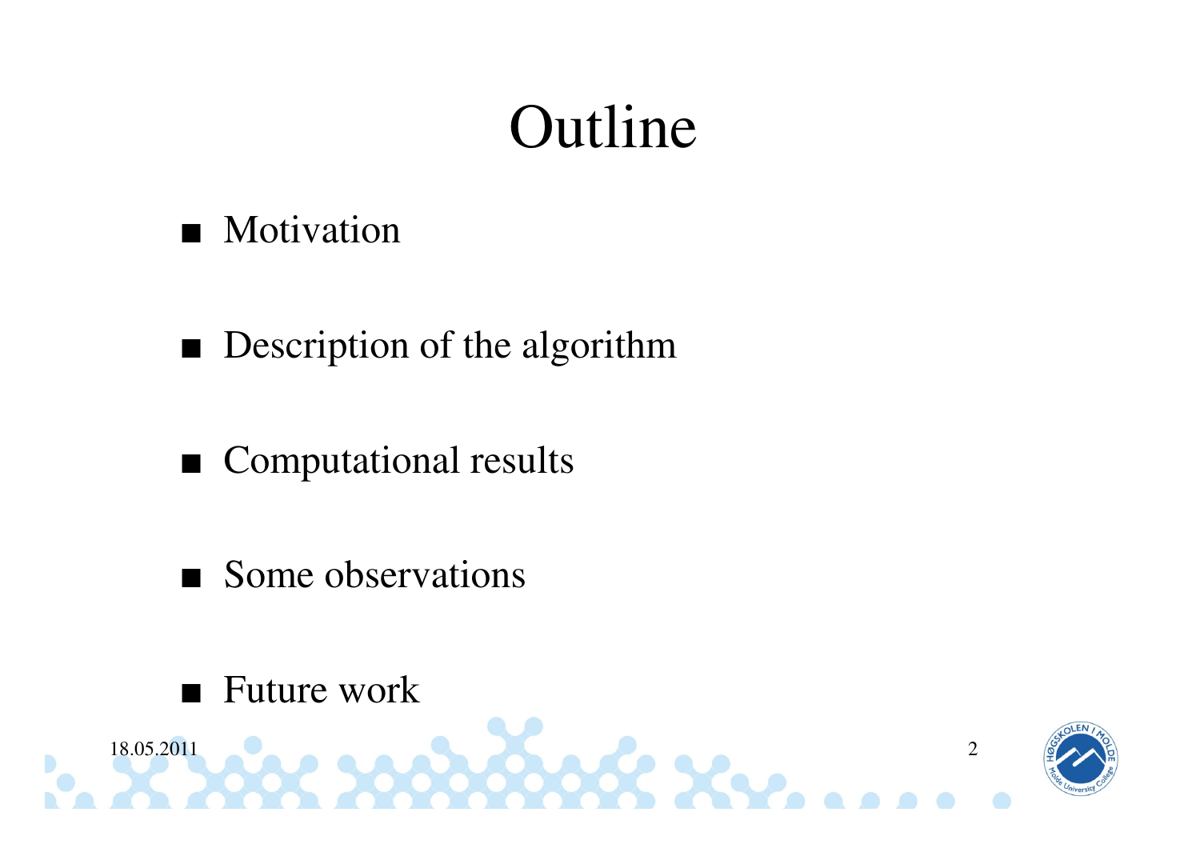# Outline

- Motivation
- Description of the algorithm
- Computational results
- Some observations
- Future work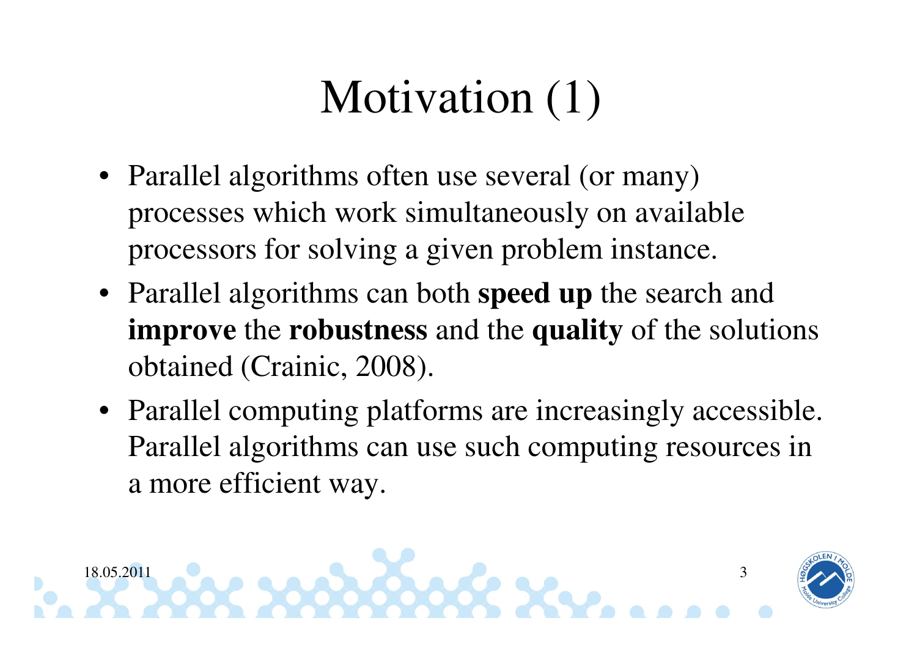# Motivation (1)

- Parallel algorithms often use several (or many) processes which work simultaneously on available processors for solving a given problem instance.
- Parallel algorithms can both **speed up** the search and **improve** the **robustness** and the **quality** of the solutions obtained (Crainic, 2008).
- Parallel computing platforms are increasingly accessible. Parallel algorithms can use such computing resources in a more efficient way.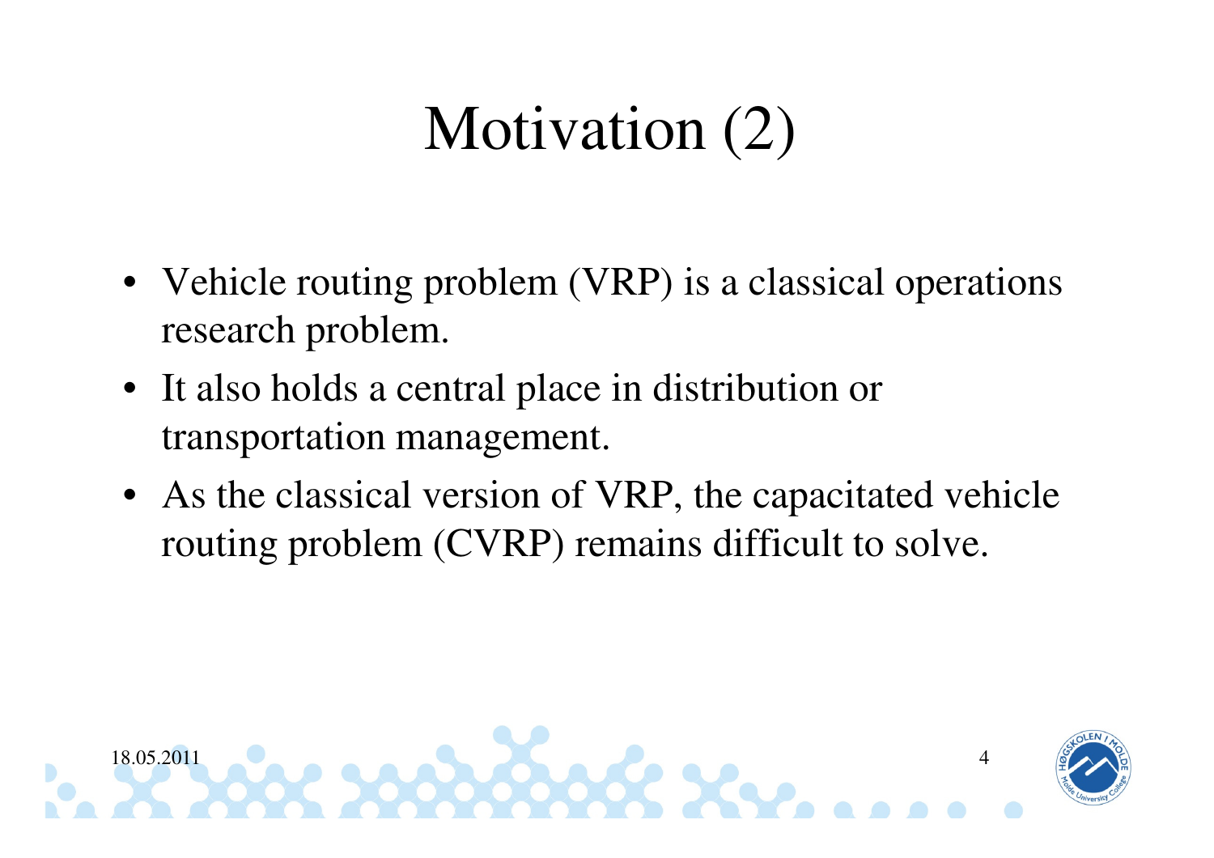# Motivation (2)

- Vehicle routing problem (VRP) is a classical operations research problem.
- It also holds a central place in distribution or transportation management.
- As the classical version of VRP, the capacitated vehicle routing problem (CVRP) remains difficult to solve.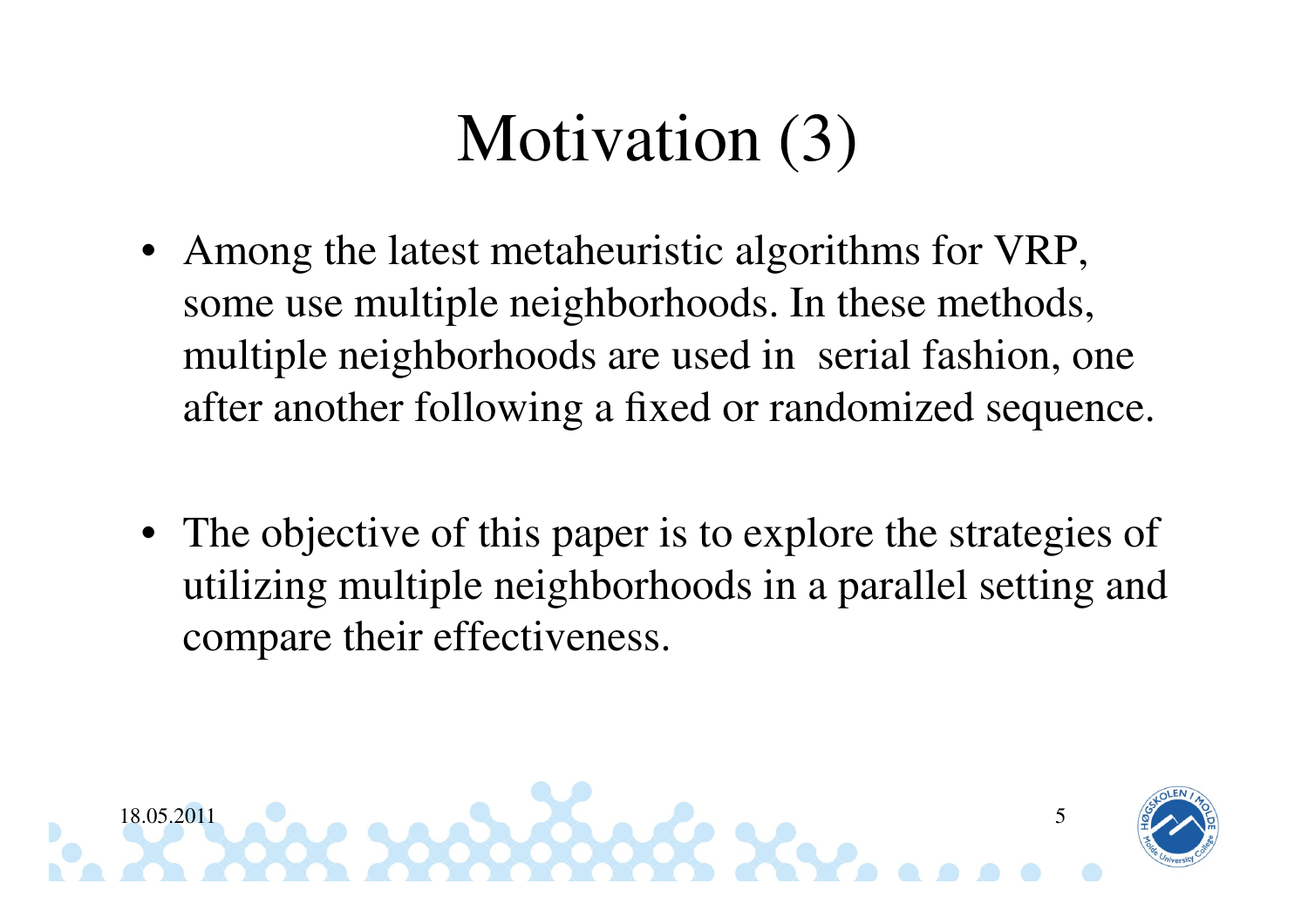# Motivation (3)

- Among the latest metaheuristic algorithms for VRP, some use multiple neighborhoods. In these methods, multiple neighborhoods are used in serial fashion, one after another following a fixed or randomized sequence.
- The objective of this paper is to explore the strategies of utilizing multiple neighborhoods in a parallel setting and compare their effectiveness.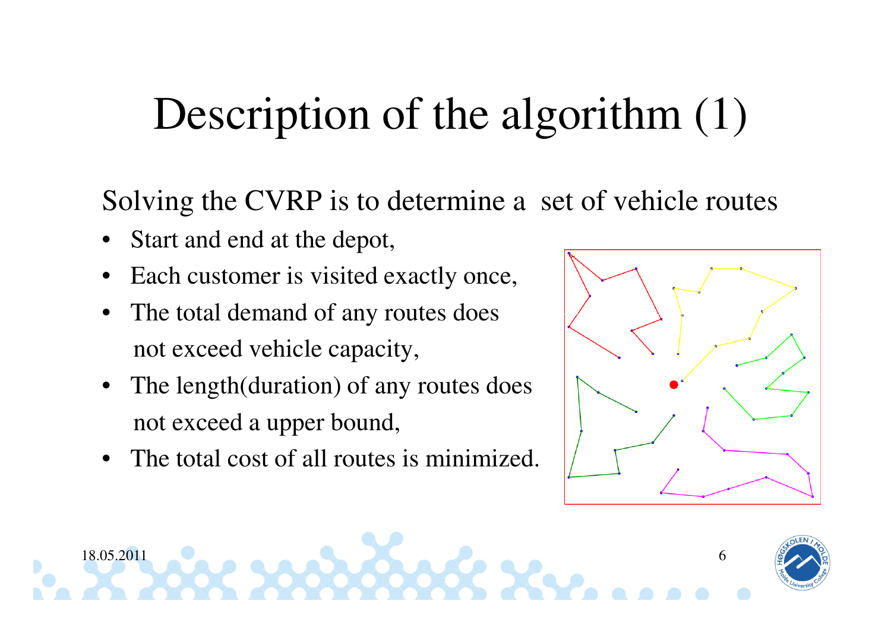# Description of the algorithm (1)

Solving the CVRP is to determine a set of vehicle routes

- Start and end at the depot,
- Each customer is visited exactly once,
- The total demand of any routes does not exceed vehicle capacity,
- The length(duration) of any routes does not exceed a upper bound,
- The total cost of all routes is minimized.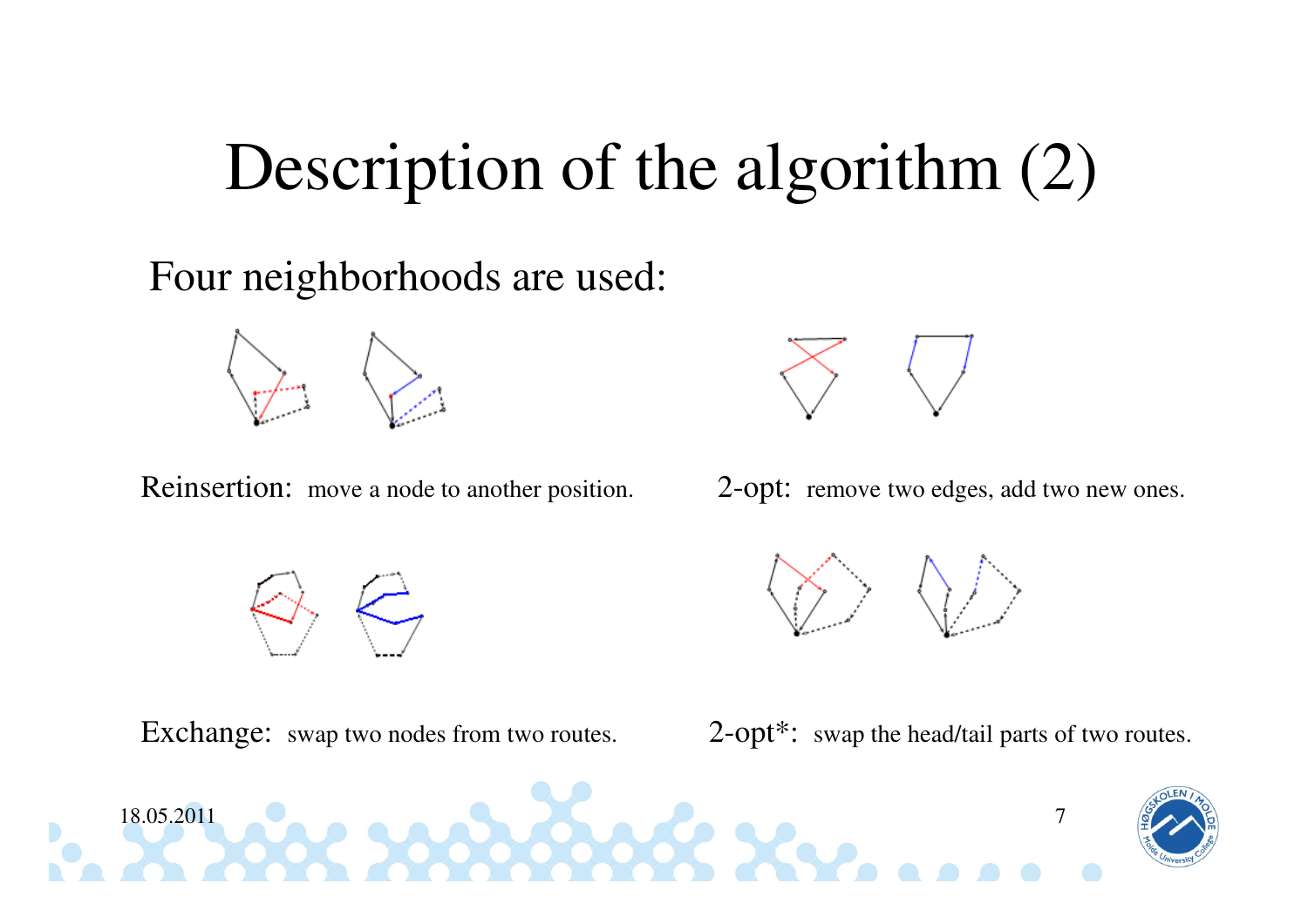# Description of the algorithm (2)

Four neighborhoods are used:

Reinsertion: move a node to another position.

2-opt: remove two edges, add two new ones.

Exchange: swap two nodes from two routes.

2-opt*: swap the head/tail parts of two routes.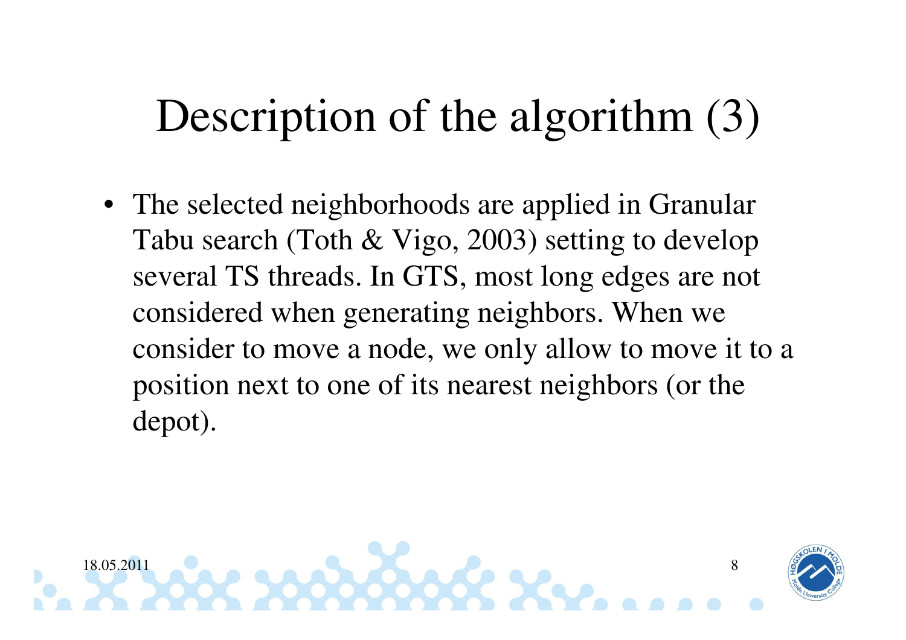# Description of the algorithm (3)

- The selected neighborhoods are applied in Granular Tabu search (Toth & Vigo, 2003) setting to develop several TS threads. In GTS, most long edges are not considered when generating neighbors. When we consider to move a node, we only allow to move it to a position next to one of its nearest neighbors (or the depot).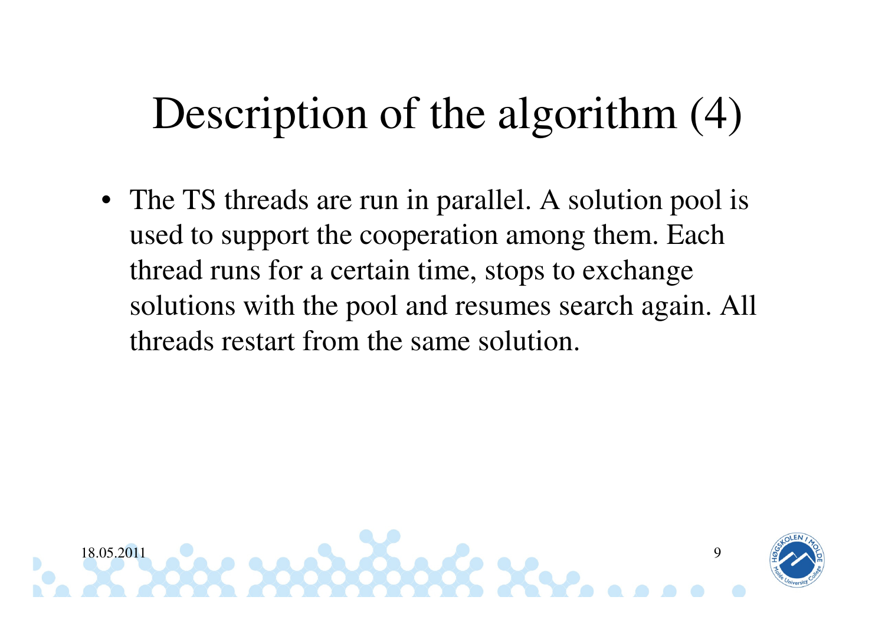# Description of the algorithm (4)

- The TS threads are run in parallel. A solution pool is used to support the cooperation among them. Each thread runs for a certain time, stops to exchange solutions with the pool and resumes search again. All threads restart from the same solution.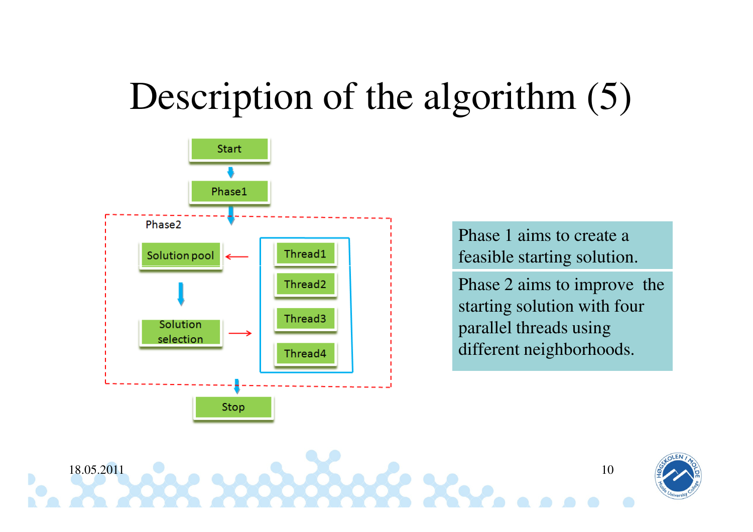# Description of the algorithm (5)

Start

Phase1

Phase2

Solution pool

Solution selection

Thread1

Thread2

Thread3

Thread4

Stop

Phase 1 aims to create a feasible starting solution.

Phase 2 aims to improve the starting solution with four parallel threads using different neighborhoods.

18.05.2011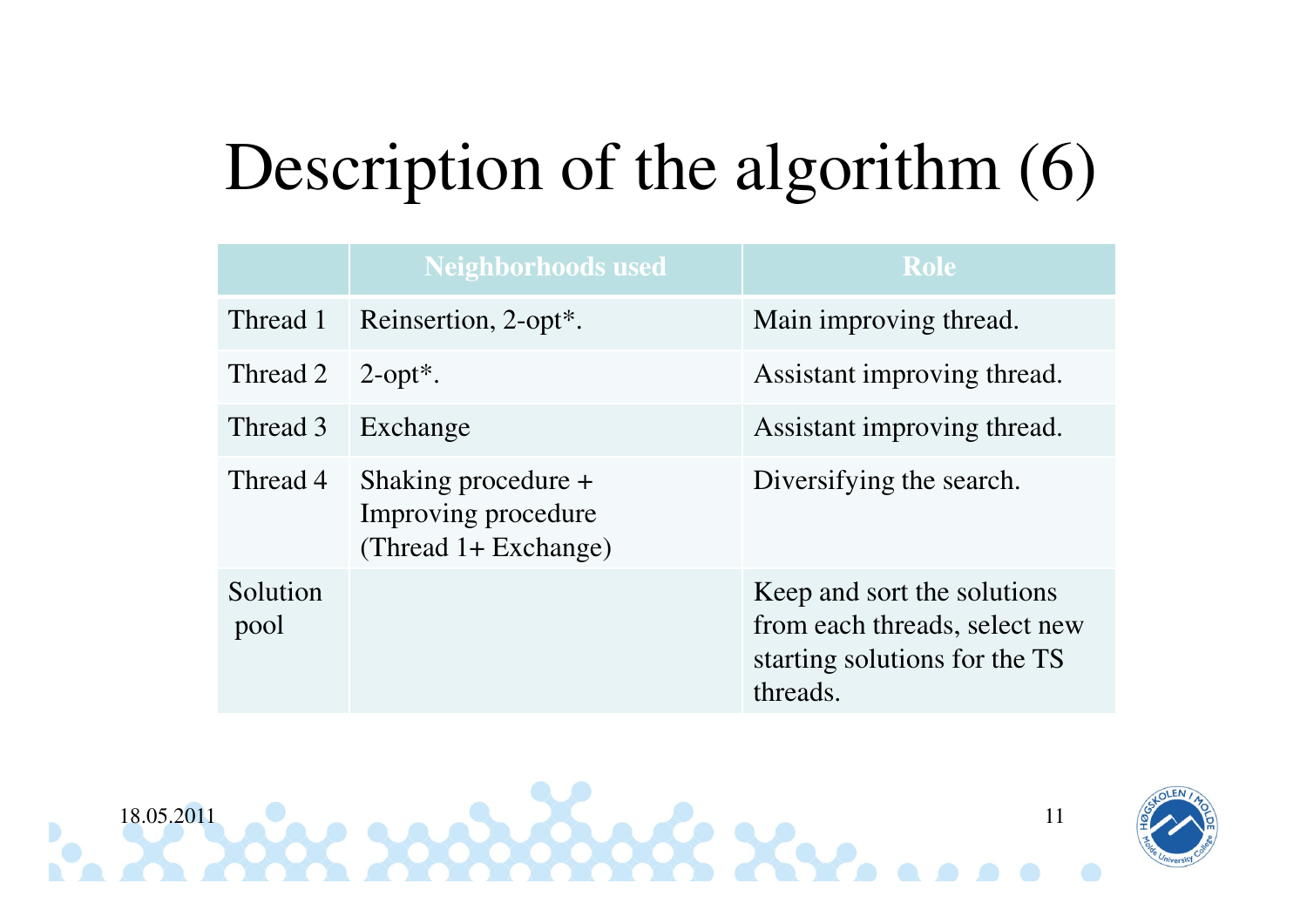# Description of the algorithm (6)

| | Neighborhoods used | Role |
|---|---|---|
| Thread 1 | Reinsertion, 2-opt*. | Main improving thread. |
| Thread 2 | 2-opt*. | Assistant improving thread. |
| Thread 3 | Exchange | Assistant improving thread. |
| Thread 4 | Shaking procedure + Improving procedure (Thread 1+ Exchange) | Diversifying the search. |
| Solution pool | | Keep and sort the solutions from each threads, select new starting solutions for the TS threads. |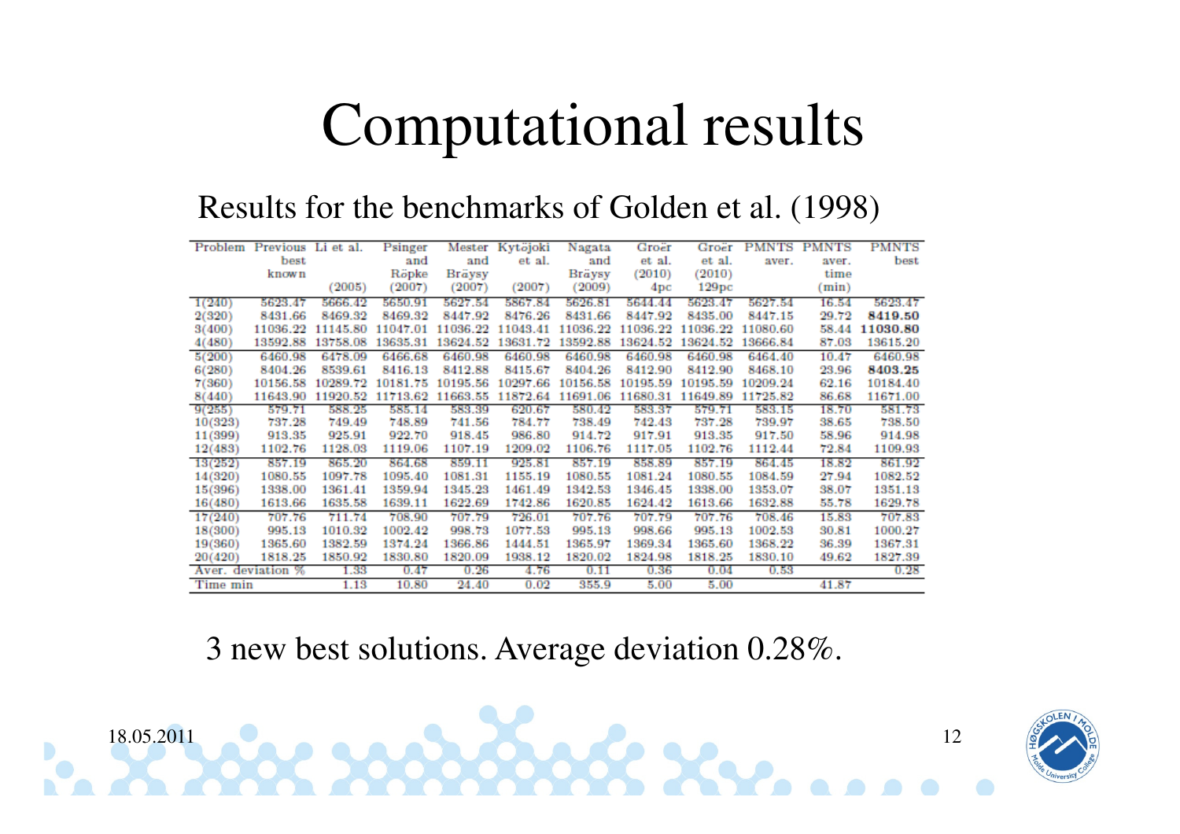# Computational results

Results for the benchmarks of Golden et al. (1998)

| Problem | Previous best known | Li et al. (2005) | Psinger and Röpke (2007) | Mester and Bräysy (2007) | Kytöjoki et al. (2007) | Nagata and Bräysy (2009) | Groër et al. (2010) 4pc | Groër et al. (2010) 129pc | PMNTS aver. | PMNTS aver. time (min) | PMNTS best |
|---|---|---|---|---|---|---|---|---|---|---|---|
| 1(240) | 5623.47 | 5666.42 | 5650.91 | 5627.54 | 5867.84 | 5626.81 | 5644.44 | 5623.47 | 5627.54 | 16.54 | 5623.47 |
| 2(320) | 8431.66 | 8469.32 | 8469.32 | 8447.92 | 8476.26 | 8431.66 | 8447.92 | 8435.00 | 8447.15 | 29.72 | **8419.50** |
| 3(400) | 11036.22 | 11145.80 | 11047.01 | 11036.22 | 11043.41 | 11036.22 | 11036.22 | 11036.22 | 11080.60 | 58.44 | **11030.80** |
| 4(480) | 13592.88 | 13758.08 | 13635.31 | 13624.52 | 13631.72 | 13592.88 | 13624.52 | 13624.52 | 13666.84 | 87.03 | 13615.20 |
| 5(200) | 6460.98 | 6478.09 | 6466.68 | 6460.98 | 6460.98 | 6460.98 | 6460.98 | 6460.98 | 6464.40 | 10.47 | 6460.98 |
| 6(280) | 8404.26 | 8539.61 | 8416.13 | 8412.88 | 8415.67 | 8404.26 | 8412.90 | 8412.90 | 8468.10 | 23.96 | **8403.25** |
| 7(360) | 10156.58 | 10289.72 | 10181.75 | 10195.56 | 10297.66 | 10156.58 | 10195.59 | 10195.59 | 10209.24 | 62.16 | 10184.40 |
| 8(440) | 11643.90 | 11920.52 | 11713.62 | 11663.55 | 11872.64 | 11691.06 | 11680.31 | 11649.89 | 11725.82 | 86.68 | 11671.00 |
| 9(255) | 579.71 | 588.25 | 585.14 | 583.39 | 620.67 | 580.42 | 583.37 | 579.71 | 583.15 | 18.70 | 581.73 |
| 10(323) | 737.28 | 749.49 | 748.89 | 741.56 | 784.77 | 738.49 | 742.43 | 737.28 | 739.97 | 38.65 | 738.50 |
| 11(399) | 913.35 | 925.91 | 922.70 | 918.45 | 986.80 | 914.72 | 917.91 | 913.35 | 917.50 | 58.96 | 914.98 |
| 12(483) | 1102.76 | 1128.03 | 1119.06 | 1107.19 | 1209.02 | 1106.76 | 1117.05 | 1102.76 | 1112.44 | 72.84 | 1109.93 |
| 13(252) | 857.19 | 865.20 | 864.68 | 859.11 | 925.81 | 857.19 | 858.89 | 857.19 | 864.45 | 18.82 | 861.92 |
| 14(320) | 1080.55 | 1097.78 | 1095.40 | 1081.31 | 1155.19 | 1080.55 | 1081.24 | 1080.55 | 1084.59 | 27.94 | 1082.52 |
| 15(396) | 1338.00 | 1361.41 | 1359.94 | 1345.23 | 1461.49 | 1342.53 | 1346.45 | 1338.00 | 1353.07 | 38.07 | 1351.13 |
| 16(480) | 1613.66 | 1635.58 | 1639.11 | 1622.69 | 1742.86 | 1620.85 | 1624.42 | 1613.66 | 1632.88 | 55.78 | 1629.78 |
| 17(240) | 707.76 | 711.74 | 708.90 | 707.79 | 726.01 | 707.76 | 707.79 | 707.76 | 708.46 | 15.83 | 707.83 |
| 18(300) | 995.13 | 1010.32 | 1002.42 | 998.73 | 1077.53 | 995.13 | 998.66 | 995.13 | 1002.53 | 30.81 | 1000.27 |
| 19(360) | 1365.60 | 1382.59 | 1374.24 | 1366.86 | 1444.51 | 1365.97 | 1369.34 | 1365.60 | 1368.22 | 36.39 | 1367.31 |
| 20(420) | 1818.25 | 1850.92 | 1830.80 | 1820.09 | 1938.12 | 1820.02 | 1824.98 | 1818.25 | 1830.10 | 49.62 | 1827.39 |
| Aver. deviation % | | 1.33 | 0.47 | 0.26 | 4.76 | 0.11 | 0.36 | 0.04 | 0.53 | | 0.28 |
| Time min | | 1.13 | 10.80 | 24.40 | 0.02 | 355.9 | 5.00 | 5.00 | | 41.87 | |

3 new best solutions. Average deviation 0.28%.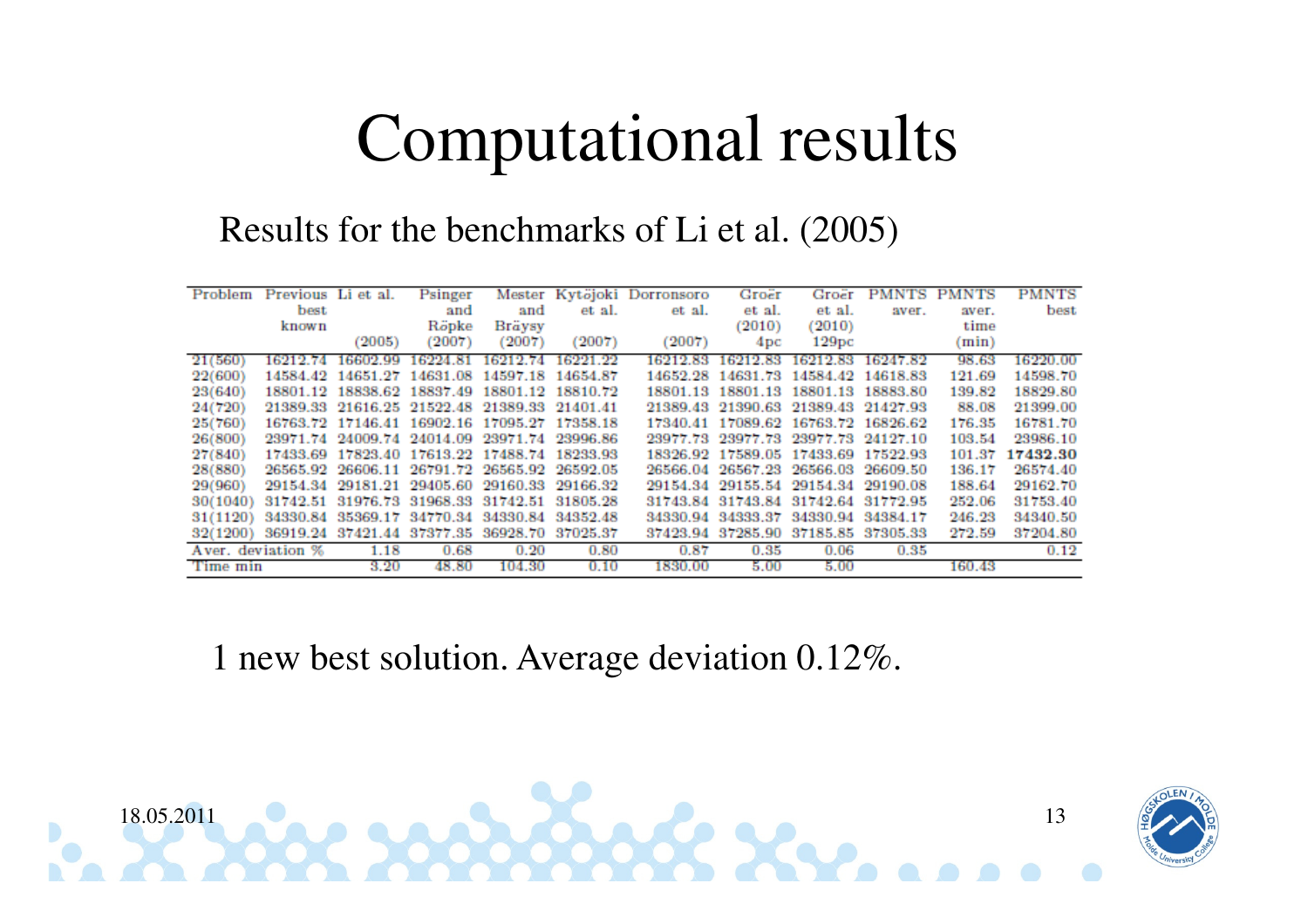# Computational results

Results for the benchmarks of Li et al. (2005)

| Problem | Previous best known | Li et al. (2005) | Psinger and Röpke (2007) | Mester and Bräysy (2007) | Kytöjoki et al. (2007) | Dorronsoro et al. (2007) | Groër et al. (2010) 4pc | Groër et al. (2010) 129pc | PMNTS aver. | PMNTS aver. time (min) | PMNTS best |
|---|---|---|---|---|---|---|---|---|---|---|---|
| 21(560) | 16212.74 | 16602.99 | 16224.81 | 16212.74 | 16221.22 | 16212.83 | 16212.83 | 16212.83 | 16247.82 | 98.63 | 16220.00 |
| 22(600) | 14584.42 | 14651.27 | 14631.08 | 14597.18 | 14654.87 | 14652.28 | 14631.73 | 14584.42 | 14618.83 | 121.69 | 14598.70 |
| 23(640) | 18801.12 | 18838.62 | 18837.49 | 18801.12 | 18810.72 | 18801.13 | 18801.13 | 18801.13 | 18883.80 | 139.82 | 18829.80 |
| 24(720) | 21389.33 | 21616.25 | 21522.48 | 21389.33 | 21401.41 | 21389.43 | 21390.63 | 21389.43 | 21427.93 | 88.08 | 21399.00 |
| 25(760) | 16763.72 | 17146.41 | 16902.16 | 17095.27 | 17358.18 | 17340.41 | 17089.62 | 16763.72 | 16826.62 | 176.35 | 16781.70 |
| 26(800) | 23971.74 | 24009.74 | 24014.09 | 23971.74 | 23996.86 | 23977.73 | 23977.73 | 23977.73 | 24127.10 | 103.54 | 23986.10 |
| 27(840) | 17433.69 | 17823.40 | 17613.22 | 17488.74 | 18233.93 | 18326.92 | 17589.05 | 17433.69 | 17522.93 | 101.37 | **17432.30** |
| 28(880) | 26565.92 | 26606.11 | 26791.72 | 26565.92 | 26592.05 | 26566.04 | 26567.23 | 26566.03 | 26609.50 | 136.17 | 26574.40 |
| 29(960) | 29154.34 | 29181.21 | 29405.60 | 29160.33 | 29166.32 | 29154.34 | 29155.54 | 29154.34 | 29190.08 | 188.64 | 29162.70 |
| 30(1040) | 31742.51 | 31976.73 | 31968.33 | 31742.51 | 31805.28 | 31743.84 | 31743.84 | 31742.64 | 31772.95 | 252.06 | 31753.40 |
| 31(1120) | 34330.84 | 35369.17 | 34770.34 | 34330.84 | 34352.48 | 34330.94 | 34333.37 | 34330.94 | 34384.17 | 246.23 | 34340.50 |
| 32(1200) | 36919.24 | 37421.44 | 37377.35 | 36928.70 | 37025.37 | 37423.94 | 37285.90 | 37185.85 | 37305.33 | 272.59 | 37204.80 |
| Aver. deviation % | | 1.18 | 0.68 | 0.20 | 0.80 | 0.87 | 0.35 | 0.06 | 0.35 | | 0.12 |
| Time min | | 3.20 | 48.80 | 104.30 | 0.10 | 1830.00 | 5.00 | 5.00 | | 160.43 | |

1 new best solution. Average deviation 0.12%.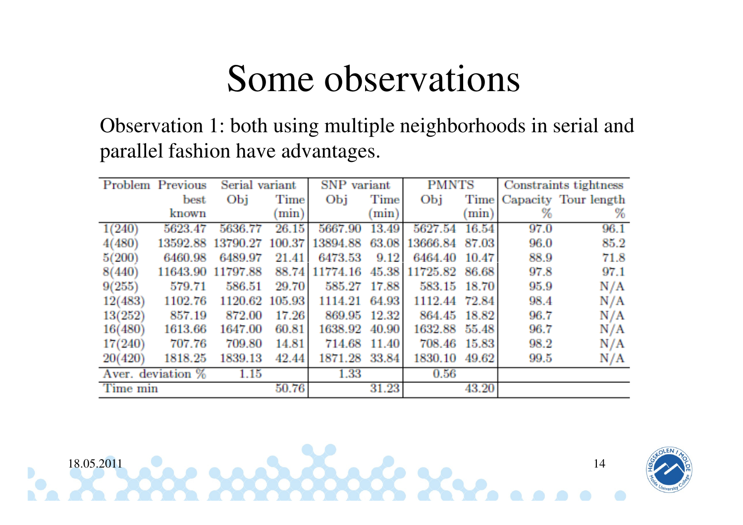# Some observations

Observation 1: both using multiple neighborhoods in serial and parallel fashion have advantages.

| Problem | Previous best known | Serial variant | | SNP variant | | PMNTS | | Constraints tightness | |
|---|---|---|---|---|---|---|---|---|---|
| | | Obj | Time (min) | Obj | Time (min) | Obj | Time (min) | Capacity % | Tour length % |
| 1(240) | 5623.47 | 5636.77 | 26.15 | 5667.90 | 13.49 | 5627.54 | 16.54 | 97.0 | 96.1 |
| 4(480) | 13592.88 | 13790.27 | 100.37 | 13894.88 | 63.08 | 13666.84 | 87.03 | 96.0 | 85.2 |
| 5(200) | 6460.98 | 6489.97 | 21.41 | 6473.53 | 9.12 | 6464.40 | 10.47 | 88.9 | 71.8 |
| 8(440) | 11643.90 | 11797.88 | 88.74 | 11774.16 | 45.38 | 11725.82 | 86.68 | 97.8 | 97.1 |
| 9(255) | 579.71 | 586.51 | 29.70 | 585.27 | 17.88 | 583.15 | 18.70 | 95.9 | N/A |
| 12(483) | 1102.76 | 1120.62 | 105.93 | 1114.21 | 64.93 | 1112.44 | 72.84 | 98.4 | N/A |
| 13(252) | 857.19 | 872.00 | 17.26 | 869.95 | 12.32 | 864.45 | 18.82 | 96.7 | N/A |
| 16(480) | 1613.66 | 1647.00 | 60.81 | 1638.92 | 40.90 | 1632.88 | 55.48 | 96.7 | N/A |
| 17(240) | 707.76 | 709.80 | 14.81 | 714.68 | 11.40 | 708.46 | 15.83 | 98.2 | N/A |
| 20(420) | 1818.25 | 1839.13 | 42.44 | 1871.28 | 33.84 | 1830.10 | 49.62 | 99.5 | N/A |
| Aver. deviation % | | 1.15 | | 1.33 | | 0.56 | | | |
| Time min | | | 50.76 | | 31.23 | | 43.20 | | |

18.05.2011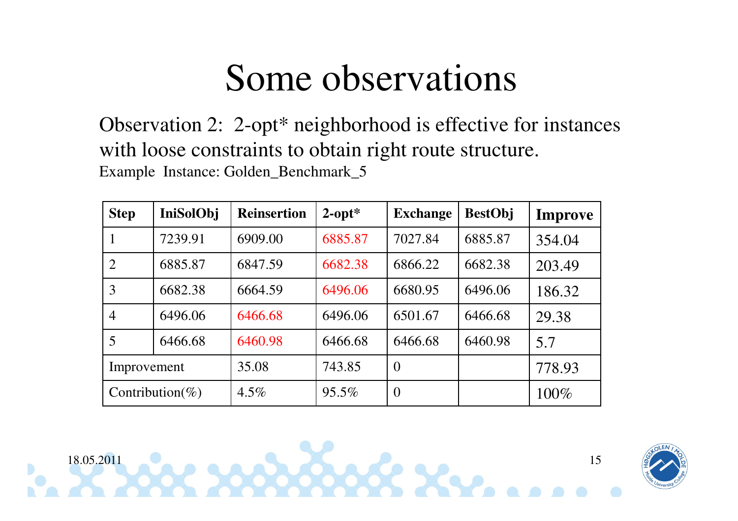# Some observations

Observation 2: 2-opt* neighborhood is effective for instances with loose constraints to obtain right route structure.

Example Instance: Golden_Benchmark_5

| **Step** | **IniSolObj** | **Reinsertion** | **2-opt*** | **Exchange** | **BestObj** | **Improve** |
|---|---|---|---|---|---|---|
| 1 | 7239.91 | 6909.00 | 6885.87 | 7027.84 | 6885.87 | 354.04 |
| 2 | 6885.87 | 6847.59 | 6682.38 | 6866.22 | 6682.38 | 203.49 |
| 3 | 6682.38 | 6664.59 | 6496.06 | 6680.95 | 6496.06 | 186.32 |
| 4 | 6496.06 | 6466.68 | 6496.06 | 6501.67 | 6466.68 | 29.38 |
| 5 | 6466.68 | 6460.98 | 6466.68 | 6466.68 | 6460.98 | 5.7 |
| Improvement | | 35.08 | 743.85 | 0 | | 778.93 |
| Contribution(%) | | 4.5% | 95.5% | 0 | | 100% |

18.05.2011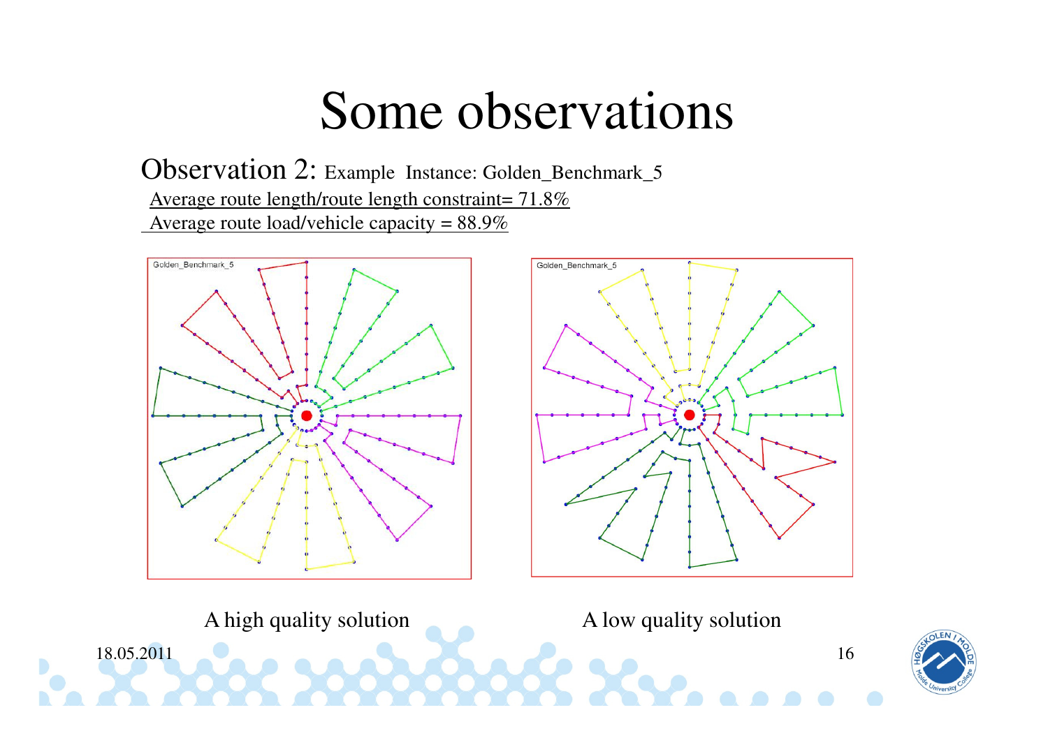# Some observations

Observation 2: Example Instance: Golden_Benchmark_5

Average route length/route length constraint= 71.8%

Average route load/vehicle capacity = 88.9%

A high quality solution

A low quality solution

18.05.2011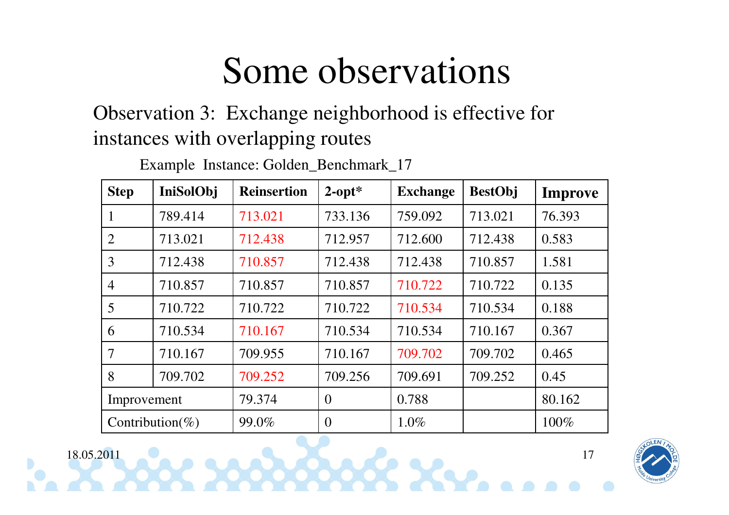# Some observations

Observation 3: Exchange neighborhood is effective for instances with overlapping routes

Example Instance: Golden_Benchmark_17

| Step | IniSolObj | Reinsertion | 2-opt* | Exchange | BestObj | Improve |
|---|---|---|---|---|---|---|
| 1 | 789.414 | 713.021 | 733.136 | 759.092 | 713.021 | 76.393 |
| 2 | 713.021 | 712.438 | 712.957 | 712.600 | 712.438 | 0.583 |
| 3 | 712.438 | 710.857 | 712.438 | 712.438 | 710.857 | 1.581 |
| 4 | 710.857 | 710.857 | 710.857 | 710.722 | 710.722 | 0.135 |
| 5 | 710.722 | 710.722 | 710.722 | 710.534 | 710.534 | 0.188 |
| 6 | 710.534 | 710.167 | 710.534 | 710.534 | 710.167 | 0.367 |
| 7 | 710.167 | 709.955 | 710.167 | 709.702 | 709.702 | 0.465 |
| 8 | 709.702 | 709.252 | 709.256 | 709.691 | 709.252 | 0.45 |
| Improvement | | 79.374 | 0 | 0.788 | | 80.162 |
| Contribution(%) | | 99.0% | 0 | 1.0% | | 100% |

18.05.2011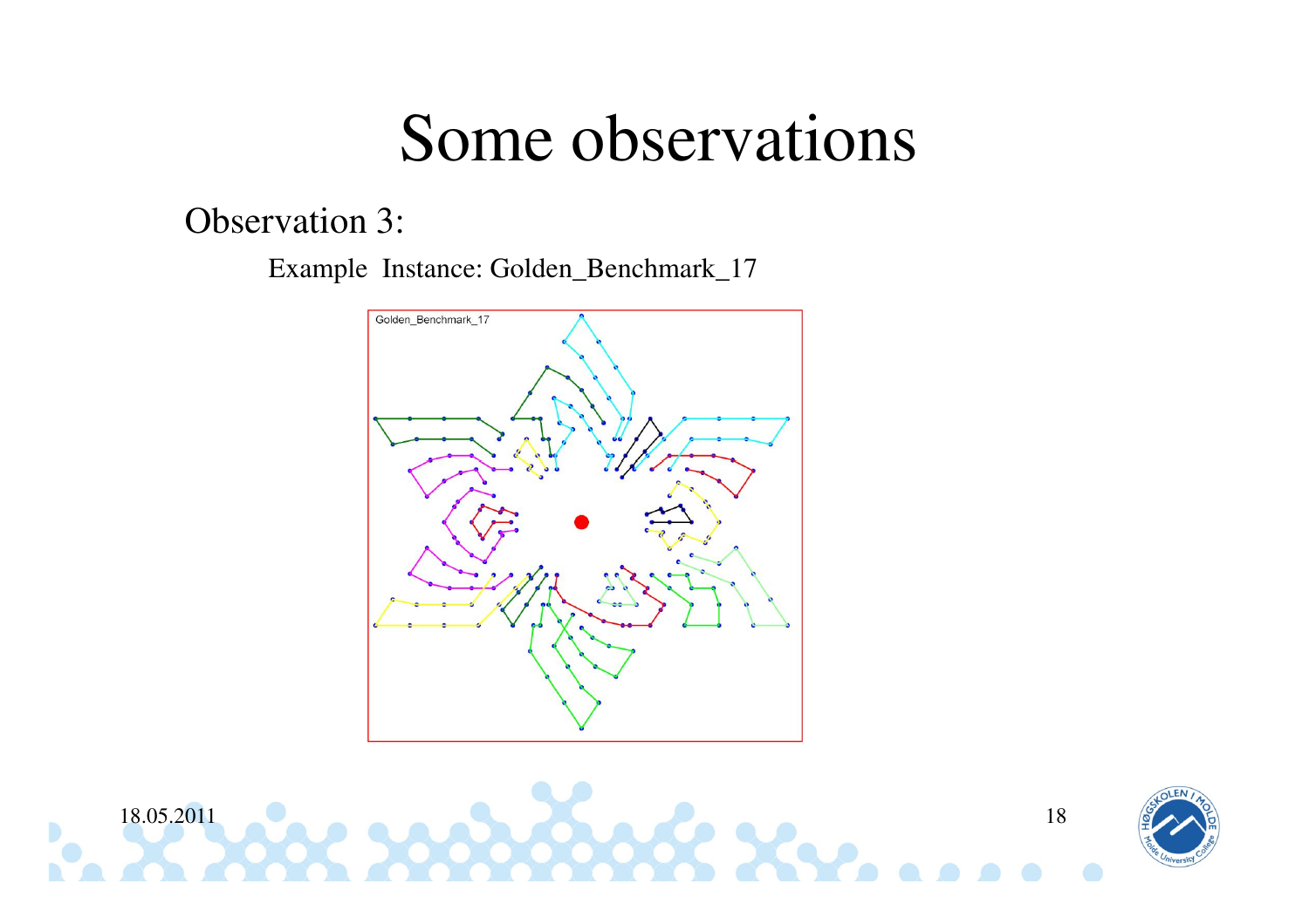# Some observations

Observation 3:

Example Instance: Golden_Benchmark_17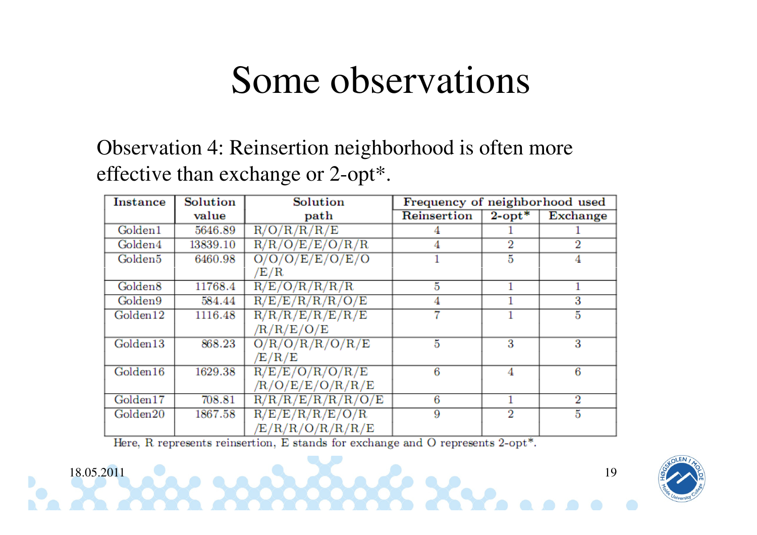# Some observations

Observation 4: Reinsertion neighborhood is often more effective than exchange or 2-opt*.

| Instance | Solution value | Solution path | Frequency of neighborhood used | | |
|---|---|---|---|---|---|
| | | | Reinsertion | 2-opt* | Exchange |
| Golden1 | 5646.89 | R/O/R/R/R/E | 4 | 1 | 1 |
| Golden4 | 13839.10 | R/R/O/E/E/O/R/R | 4 | 2 | 2 |
| Golden5 | 6460.98 | O/O/O/E/E/O/E/O/E/R | 1 | 5 | 4 |
| Golden8 | 11768.4 | R/E/O/R/R/R/R | 5 | 1 | 1 |
| Golden9 | 584.44 | R/E/E/R/R/R/O/E | 4 | 1 | 3 |
| Golden12 | 1116.48 | R/R/R/E/R/E/R/E/R/R/E/O/E | 7 | 1 | 5 |
| Golden13 | 868.23 | O/R/O/R/R/O/R/E/E/R/E | 5 | 3 | 3 |
| Golden16 | 1629.38 | R/E/E/O/R/O/R/E/R/O/E/E/O/R/R/E | 6 | 4 | 6 |
| Golden17 | 708.81 | R/R/R/E/R/R/R/O/E | 6 | 1 | 2 |
| Golden20 | 1867.58 | R/E/E/R/R/E/O/R/E/R/R/O/R/R/R/E | 9 | 2 | 5 |

Here, R represents reinsertion, E stands for exchange and O represents 2-opt*.

18.05.2011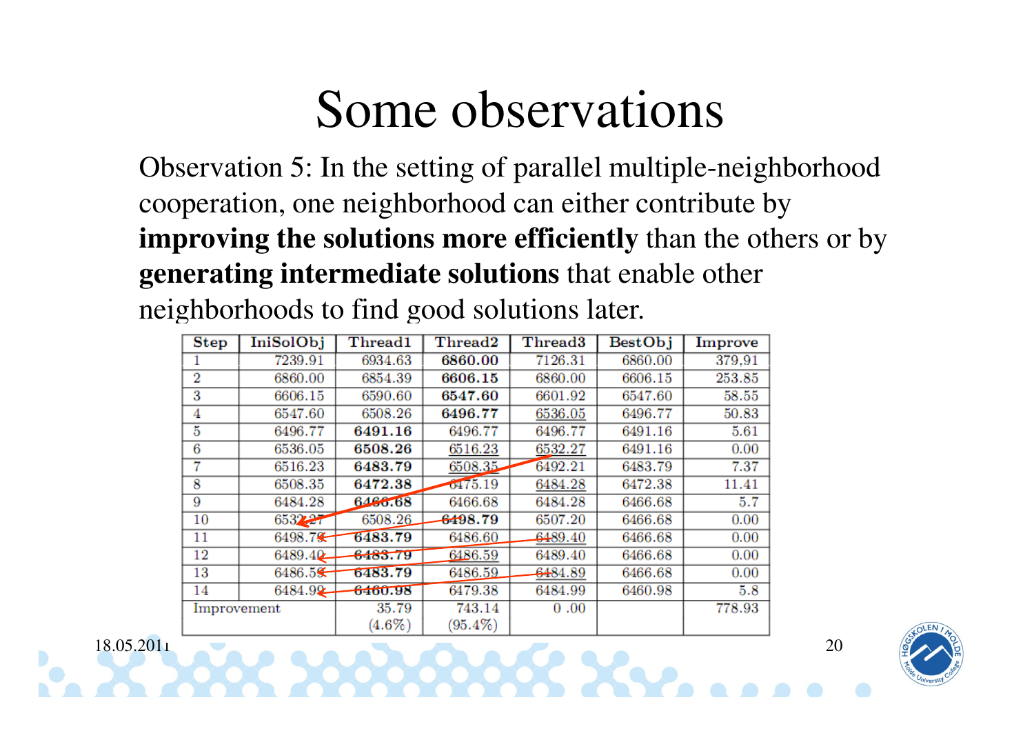# Some observations

Observation 5: In the setting of parallel multiple-neighborhood cooperation, one neighborhood can either contribute by **improving the solutions more efficiently** than the others or by **generating intermediate solutions** that enable other neighborhoods to find good solutions later.

| Step | IniSolObj | Thread1 | Thread2 | Thread3 | BestObj | Improve |
|---|---|---|---|---|---|---|
| 1 | 7239.91 | 6934.63 | **6860.00** | 7126.31 | 6860.00 | 379.91 |
| 2 | 6860.00 | 6854.39 | **6606.15** | 6860.00 | 6606.15 | 253.85 |
| 3 | 6606.15 | 6590.60 | **6547.60** | 6601.92 | 6547.60 | 58.55 |
| 4 | 6547.60 | 6508.26 | **6496.77** | 6536.05 | 6496.77 | 50.83 |
| 5 | 6496.77 | **6491.16** | 6496.77 | 6496.77 | 6491.16 | 5.61 |
| 6 | 6536.05 | **6508.26** | 6516.23 | 6532.27 | 6491.16 | 0.00 |
| 7 | 6516.23 | **6483.79** | 6508.35 | 6492.21 | 6483.79 | 7.37 |
| 8 | 6508.35 | **6472.38** | 6475.19 | 6484.28 | 6472.38 | 11.41 |
| 9 | 6484.28 | **6466.68** | 6466.68 | 6484.28 | 6466.68 | 5.7 |
| 10 | 6532.27 | 6508.26 | **6498.79** | 6507.20 | 6466.68 | 0.00 |
| 11 | 6498.79 | **6483.79** | 6486.60 | 6489.40 | 6466.68 | 0.00 |
| 12 | 6489.40 | **6483.79** | 6486.59 | 6489.40 | 6466.68 | 0.00 |
| 13 | 6486.59 | **6483.79** | 6486.59 | 6484.89 | 6466.68 | 0.00 |
| 14 | 6484.99 | **6460.98** | 6479.38 | 6484.99 | 6460.98 | 5.8 |
| Improvement | | 35.79 (4.6%) | 743.14 (95.4%) | 0 .00 | | 778.93 |

18.05.2011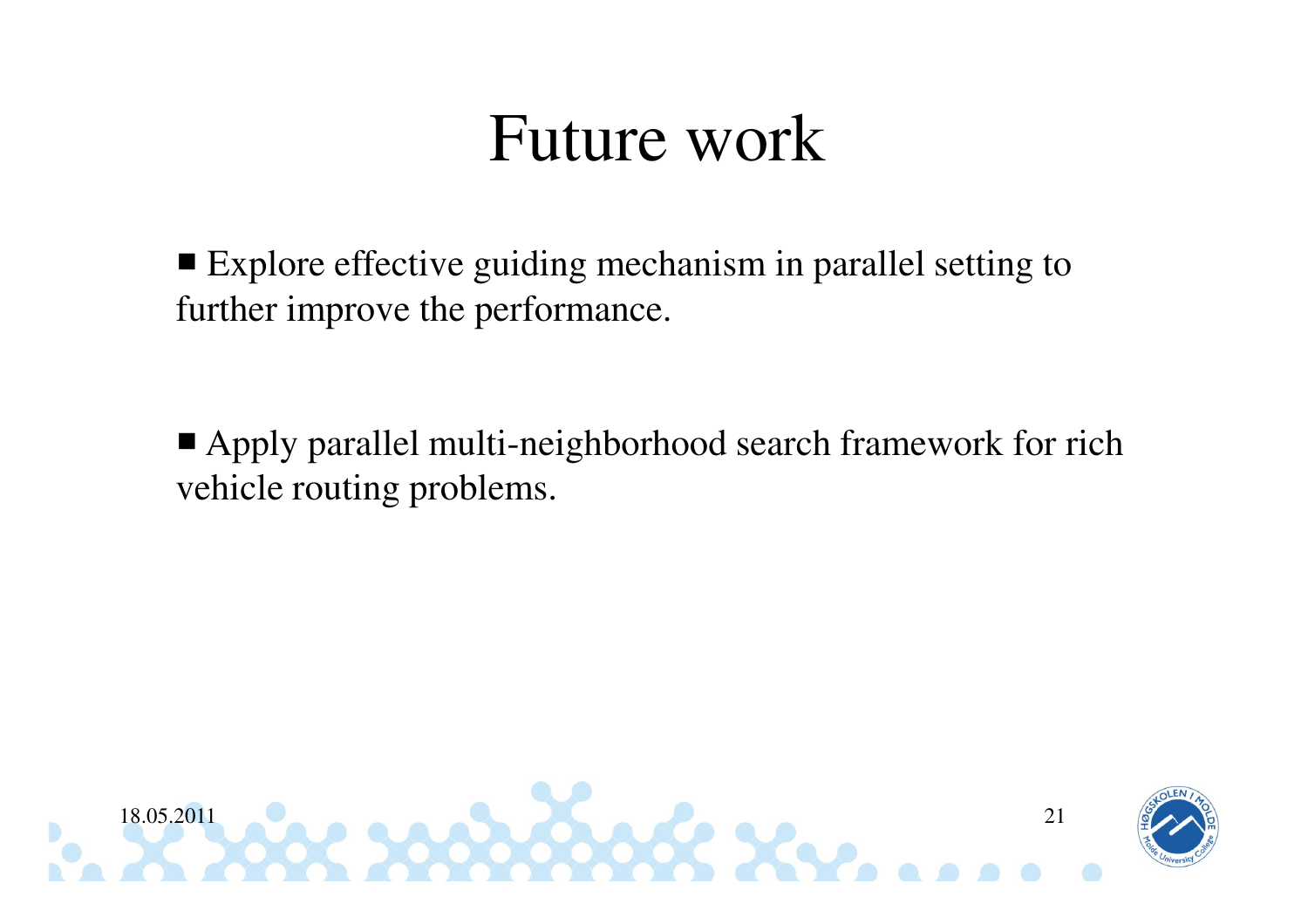# Future work

- Explore effective guiding mechanism in parallel setting to further improve the performance.

- Apply parallel multi-neighborhood search framework for rich vehicle routing problems.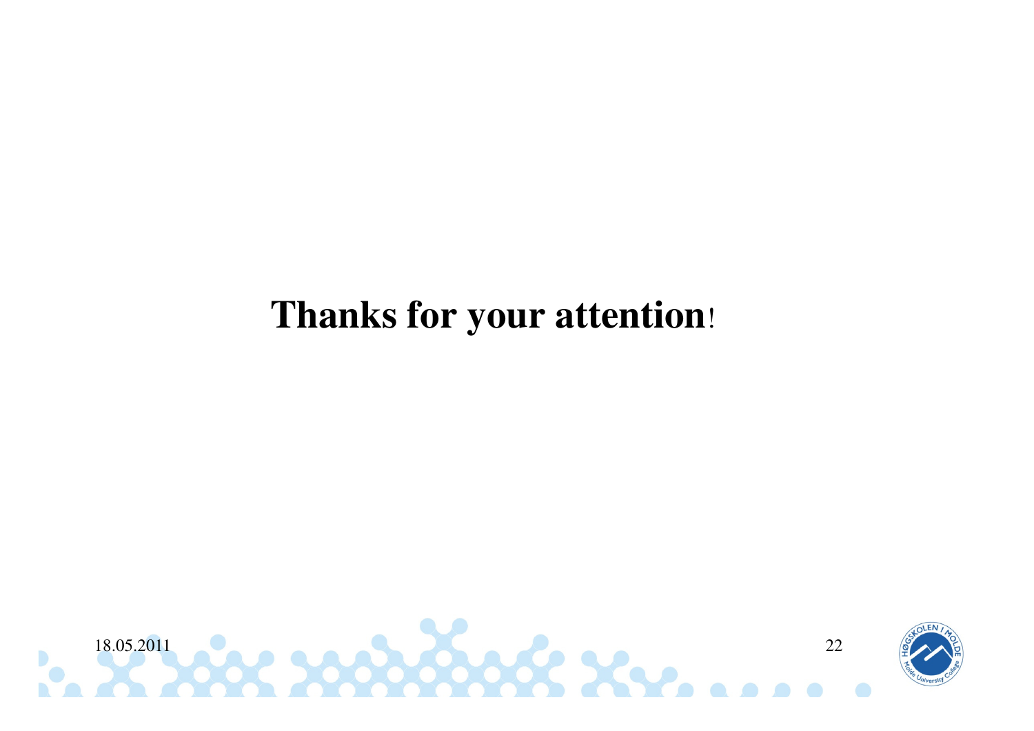**Thanks for your attention!**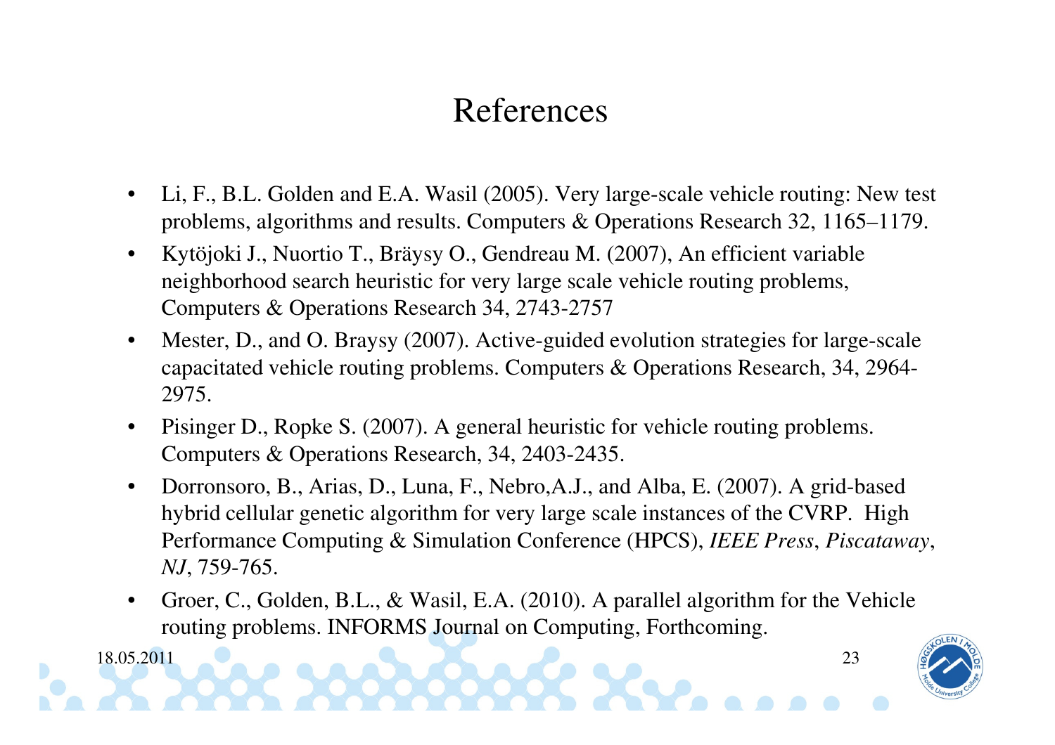# References

- Li, F., B.L. Golden and E.A. Wasil (2005). Very large-scale vehicle routing: New test problems, algorithms and results. Computers & Operations Research 32, 1165–1179.
- Kytöjoki J., Nuortio T., Bräysy O., Gendreau M. (2007), An efficient variable neighborhood search heuristic for very large scale vehicle routing problems, Computers & Operations Research 34, 2743-2757
- Mester, D., and O. Braysy (2007). Active-guided evolution strategies for large-scale capacitated vehicle routing problems. Computers & Operations Research, 34, 2964-2975.
- Pisinger D., Ropke S. (2007). A general heuristic for vehicle routing problems. Computers & Operations Research, 34, 2403-2435.
- Dorronsoro, B., Arias, D., Luna, F., Nebro,A.J., and Alba, E. (2007). A grid-based hybrid cellular genetic algorithm for very large scale instances of the CVRP. High Performance Computing & Simulation Conference (HPCS), *IEEE Press*, *Piscataway*, *NJ*, 759-765.
- Groer, C., Golden, B.L., & Wasil, E.A. (2010). A parallel algorithm for the Vehicle routing problems. INFORMS Journal on Computing, Forthcoming.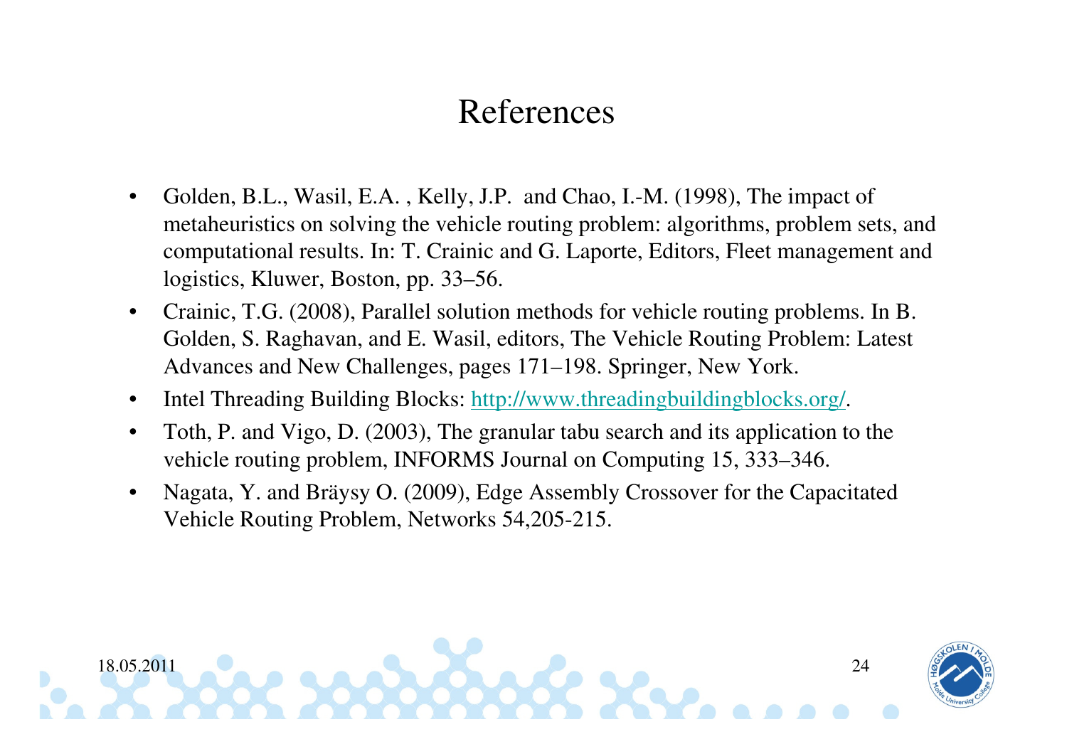# References

- Golden, B.L., Wasil, E.A. , Kelly, J.P. and Chao, I.-M. (1998), The impact of metaheuristics on solving the vehicle routing problem: algorithms, problem sets, and computational results. In: T. Crainic and G. Laporte, Editors, Fleet management and logistics, Kluwer, Boston, pp. 33–56.
- Crainic, T.G. (2008), Parallel solution methods for vehicle routing problems. In B. Golden, S. Raghavan, and E. Wasil, editors, The Vehicle Routing Problem: Latest Advances and New Challenges, pages 171–198. Springer, New York.
- Intel Threading Building Blocks: http://www.threadingbuildingblocks.org/.
- Toth, P. and Vigo, D. (2003), The granular tabu search and its application to the vehicle routing problem, INFORMS Journal on Computing 15, 333–346.
- Nagata, Y. and Bräysy O. (2009), Edge Assembly Crossover for the Capacitated Vehicle Routing Problem, Networks 54,205-215.